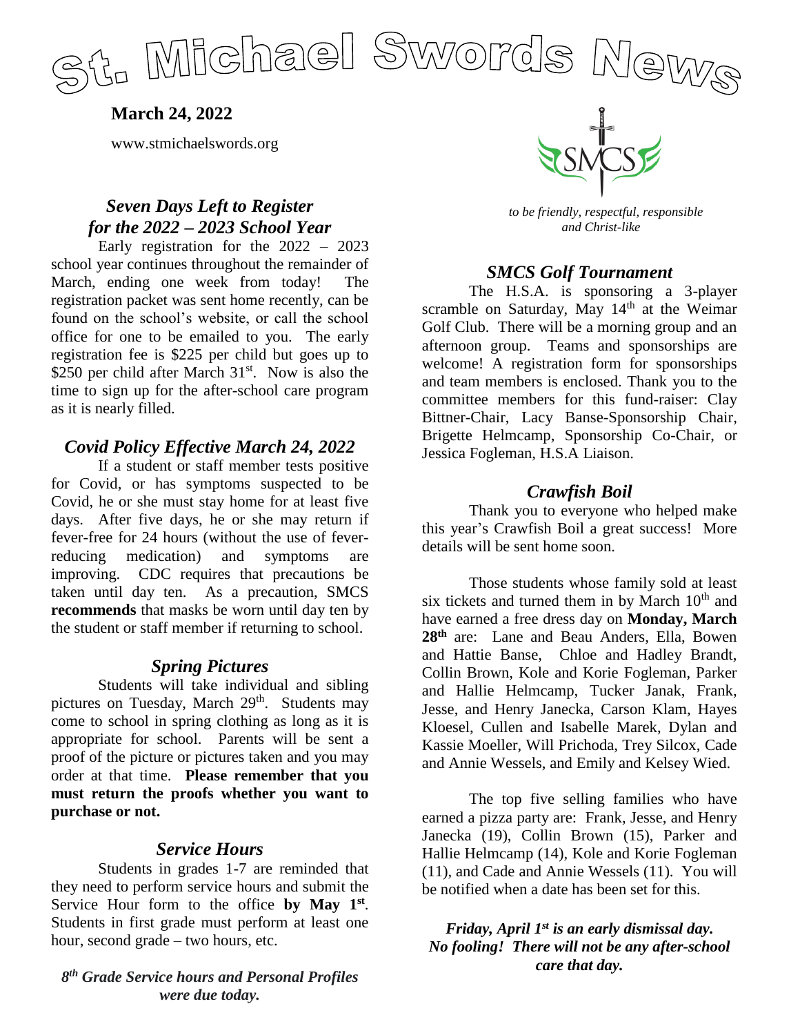# St. Michael Swords News

**March 24, 2022**

www.stmichaelswords.org

*to be friendly, respectful, responsible and Christ-like*

## *Seven Days Left to Register for the 2022 – 2023 School Year*

Early registration for the 2022 – 2023 school year continues throughout the remainder of March, ending one week from today! The registration packet was sent home recently, can be found on the school's website, or call the school office for one to be emailed to you. The early registration fee is \$225 per child but goes up to \$250 per child after March 31st. Now is also the time to sign up for the after-school care program as it is nearly filled.

## *Covid Policy Effective March 24, 2022*

If a student or staff member tests positive for Covid, or has symptoms suspected to be Covid, he or she must stay home for at least five days. After five days, he or she may return if fever-free for 24 hours (without the use of fever-reducing medication) and symptoms are improving. CDC requires that precautions be taken until day ten. As a precaution, SMCS **recommends** that masks be worn until day ten by the student or staff member if returning to school.

## *Spring Pictures*

Students will take individual and sibling pictures on Tuesday, March 29th. Students may come to school in spring clothing as long as it is appropriate for school. Parents will be sent a proof of the picture or pictures taken and you may order at that time. **Please remember that you must return the proofs whether you want to purchase or not.**

## *Service Hours*

Students in grades 1-7 are reminded that they need to perform service hours and submit the Service Hour form to the office **by May 1st**. Students in first grade must perform at least one hour, second grade – two hours, etc.

***8th Grade Service hours and Personal Profiles were due today.***

## *SMCS Golf Tournament*

The H.S.A. is sponsoring a 3-player scramble on Saturday, May 14th at the Weimar Golf Club. There will be a morning group and an afternoon group. Teams and sponsorships are welcome! A registration form for sponsorships and team members is enclosed. Thank you to the committee members for this fund-raiser: Clay Bittner-Chair, Lacy Banse-Sponsorship Chair, Brigette Helmcamp, Sponsorship Co-Chair, or Jessica Fogleman, H.S.A Liaison.

## *Crawfish Boil*

Thank you to everyone who helped make this year's Crawfish Boil a great success! More details will be sent home soon.

Those students whose family sold at least six tickets and turned them in by March 10th and have earned a free dress day on **Monday, March 28th** are: Lane and Beau Anders, Ella, Bowen and Hattie Banse, Chloe and Hadley Brandt, Collin Brown, Kole and Korie Fogleman, Parker and Hallie Helmcamp, Tucker Janak, Frank, Jesse, and Henry Janecka, Carson Klam, Hayes Kloesel, Cullen and Isabelle Marek, Dylan and Kassie Moeller, Will Prichoda, Trey Silcox, Cade and Annie Wessels, and Emily and Kelsey Wied.

The top five selling families who have earned a pizza party are: Frank, Jesse, and Henry Janecka (19), Collin Brown (15), Parker and Hallie Helmcamp (14), Kole and Korie Fogleman (11), and Cade and Annie Wessels (11). You will be notified when a date has been set for this.

***Friday, April 1st is an early dismissal day. No fooling! There will not be any after-school care that day.***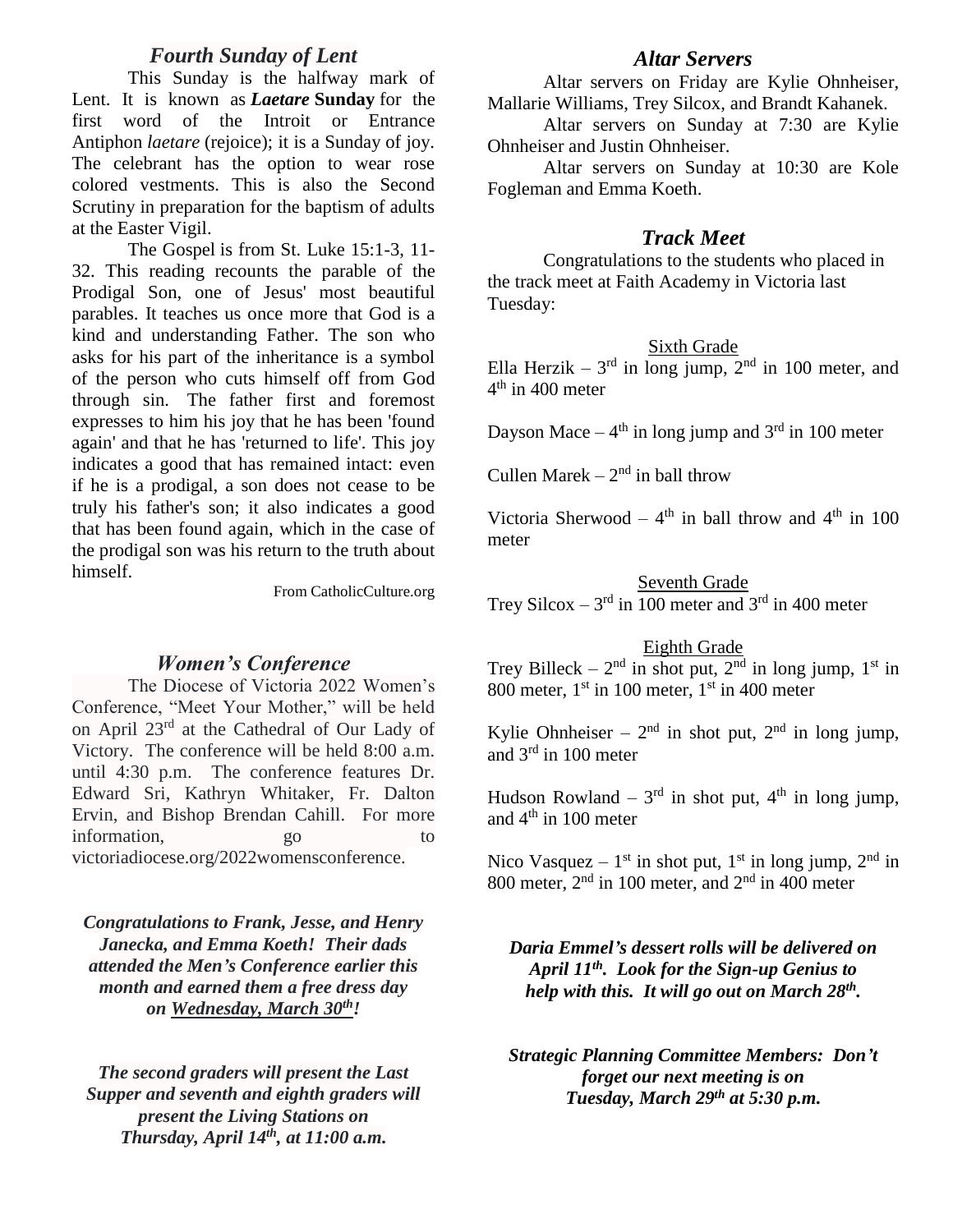## *Fourth Sunday of Lent*

This Sunday is the halfway mark of Lent. It is known as ***Laetare* Sunday** for the first word of the Introit or Entrance Antiphon *laetare* (rejoice); it is a Sunday of joy. The celebrant has the option to wear rose colored vestments. This is also the Second Scrutiny in preparation for the baptism of adults at the Easter Vigil.

The Gospel is from St. Luke 15:1-3, 11-32. This reading recounts the parable of the Prodigal Son, one of Jesus' most beautiful parables. It teaches us once more that God is a kind and understanding Father. The son who asks for his part of the inheritance is a symbol of the person who cuts himself off from God through sin. The father first and foremost expresses to him his joy that he has been 'found again' and that he has 'returned to life'. This joy indicates a good that has remained intact: even if he is a prodigal, a son does not cease to be truly his father's son; it also indicates a good that has been found again, which in the case of the prodigal son was his return to the truth about himself.

From CatholicCulture.org

## *Women's Conference*

The Diocese of Victoria 2022 Women's Conference, "Meet Your Mother," will be held on April 23rd at the Cathedral of Our Lady of Victory. The conference will be held 8:00 a.m. until 4:30 p.m. The conference features Dr. Edward Sri, Kathryn Whitaker, Fr. Dalton Ervin, and Bishop Brendan Cahill. For more information, go to victoriadiocese.org/2022womensconference.

***Congratulations to Frank, Jesse, and Henry Janecka, and Emma Koeth! Their dads attended the Men's Conference earlier this month and earned them a free dress day on Wednesday, March 30th!***

***The second graders will present the Last Supper and seventh and eighth graders will present the Living Stations on Thursday, April 14th, at 11:00 a.m.***

## *Altar Servers*

Altar servers on Friday are Kylie Ohnheiser, Mallarie Williams, Trey Silcox, and Brandt Kahanek.

Altar servers on Sunday at 7:30 are Kylie Ohnheiser and Justin Ohnheiser.

Altar servers on Sunday at 10:30 are Kole Fogleman and Emma Koeth.

## *Track Meet*

Congratulations to the students who placed in the track meet at Faith Academy in Victoria last Tuesday:

Sixth Grade

Ella Herzik – 3rd in long jump, 2nd in 100 meter, and 4th in 400 meter

Dayson Mace – 4th in long jump and 3rd in 100 meter

Cullen Marek – 2nd in ball throw

Victoria Sherwood – 4th in ball throw and 4th in 100 meter

Seventh Grade

Trey Silcox – 3rd in 100 meter and 3rd in 400 meter

Eighth Grade

Trey Billeck – 2nd in shot put, 2nd in long jump, 1st in 800 meter, 1st in 100 meter, 1st in 400 meter

Kylie Ohnheiser – 2nd in shot put, 2nd in long jump, and 3rd in 100 meter

Hudson Rowland – 3rd in shot put, 4th in long jump, and 4th in 100 meter

Nico Vasquez – 1st in shot put, 1st in long jump, 2nd in 800 meter, 2nd in 100 meter, and 2nd in 400 meter

***Daria Emmel's dessert rolls will be delivered on April 11th. Look for the Sign-up Genius to help with this. It will go out on March 28th.***

***Strategic Planning Committee Members: Don't forget our next meeting is on Tuesday, March 29th at 5:30 p.m.***